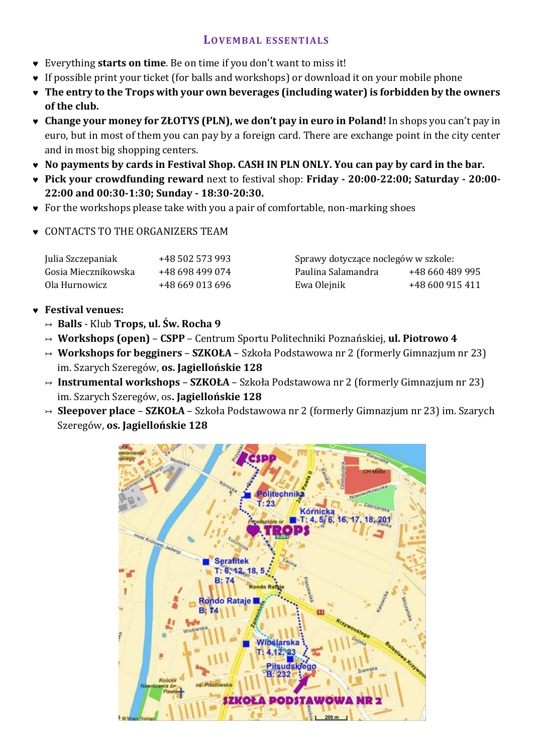## LOVEMBAL ESSENTIALS

- Everything **starts on time**. Be on time if you don't want to miss it!
- If possible print your ticket (for balls and workshops) or download it on your mobile phone
- **The entry to the Trops with your own beverages (including water) is forbidden by the owners of the club.**
- **Change your money for ZŁOTYS (PLN), we don't pay in euro in Poland!** In shops you can't pay in euro, but in most of them you can pay by a foreign card. There are exchange point in the city center and in most big shopping centers.
- **No payments by cards in Festival Shop. CASH IN PLN ONLY. You can pay by card in the bar.**
- **Pick your crowdfunding reward** next to festival shop: **Friday - 20:00-22:00; Saturday - 20:00-22:00 and 00:30-1:30; Sunday - 18:30-20:30.**
- For the workshops please take with you a pair of comfortable, non-marking shoes
- CONTACTS TO THE ORGANIZERS TEAM

| | | | |
|---|---|---|---|
| Julia Szczepaniak | +48 502 573 993 | Sprawy dotyczące noclegów w szkole: | |
| Gosia Miecznikowska | +48 698 499 074 | Paulina Salamandra | +48 660 489 995 |
| Ola Hurnowicz | +48 669 013 696 | Ewa Olejnik | +48 600 915 411 |

- **Festival venues:**
  - **Balls** - Klub **Trops, ul. Św. Rocha 9**
  - **Workshops (open)** – **CSPP** – Centrum Sportu Politechniki Poznańskiej, **ul. Piotrowo 4**
  - **Workshops for begginers** – **SZKOŁA** – Szkoła Podstawowa nr 2 (formerly Gimnazjum nr 23) im. Szarych Szeregów, **os. Jagiellońskie 128**
  - **Instrumental workshops** – **SZKOŁA** – Szkoła Podstawowa nr 2 (formerly Gimnazjum nr 23) im. Szarych Szeregów, os**. Jagiellońskie 128**
  - **Sleepover place** – **SZKOŁA** – Szkoła Podstawowa nr 2 (formerly Gimnazjum nr 23) im. Szarych Szeregów, **os. Jagiellońskie 128**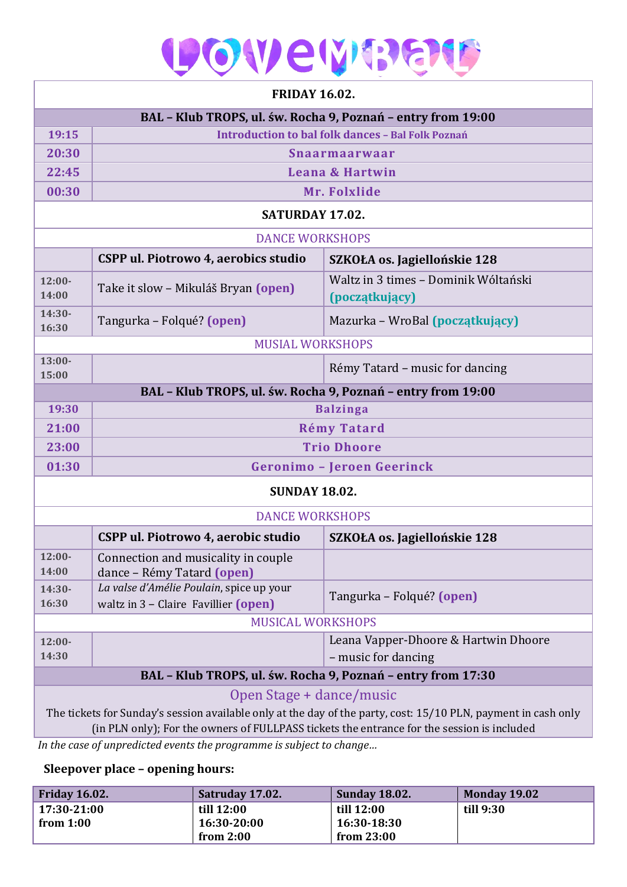# LOVEMBAL

| | | |
|---|---|---|
| **FRIDAY 16.02.** | | |
| **BAL – Klub TROPS, ul. św. Rocha 9, Poznań – entry from 19:00** | | |
| **19:15** | **Introduction to bal folk dances – Bal Folk Poznań** | |
| **20:30** | **Snaarmaarwaar** | |
| **22:45** | **Leana & Hartwin** | |
| **00:30** | **Mr. Folxlide** | |
| **SATURDAY 17.02.** | | |
| DANCE WORKSHOPS | | |
| | **CSPP ul. Piotrowo 4, aerobics studio** | **SZKOŁA os. Jagiellońskie 128** |
| 12:00-14:00 | Take it slow – Mikuláš Bryan **(open)** | Waltz in 3 times – Dominik Wółtański **(początkujący)** |
| 14:30-16:30 | Tangurka – Folqué? **(open)** | Mazurka – WroBal **(początkujący)** |
| MUSIAL WORKSHOPS | | |
| 13:00-15:00 | | Rémy Tatard – music for dancing |
| **BAL – Klub TROPS, ul. św. Rocha 9, Poznań – entry from 19:00** | | |
| **19:30** | **Balzinga** | |
| **21:00** | **Rémy Tatard** | |
| **23:00** | **Trio Dhoore** | |
| **01:30** | **Geronimo – Jeroen Geerinck** | |
| **SUNDAY 18.02.** | | |
| DANCE WORKSHOPS | | |
| | **CSPP ul. Piotrowo 4, aerobic studio** | **SZKOŁA os. Jagiellońskie 128** |
| 12:00-14:00 | Connection and musicality in couple dance – Rémy Tatard **(open)** | |
| 14:30-16:30 | *La valse d'Amélie Poulain*, spice up your waltz in 3 – Claire Favillier **(open)** | Tangurka – Folqué? **(open)** |
| MUSICAL WORKSHOPS | | |
| 12:00-14:30 | | Leana Vapper-Dhoore & Hartwin Dhoore – music for dancing |
| **BAL – Klub TROPS, ul. św. Rocha 9, Poznań – entry from 17:30** | | |
| Open Stage + dance/music | | |
| The tickets for Sunday's session available only at the day of the party, cost: 15/10 PLN, payment in cash only (in PLN only); For the owners of FULLPASS tickets the entrance for the session is included | | |

*In the case of unpredicted events the programme is subject to change…*

**Sleepover place – opening hours:**

| **Friday 16.02.** | **Satruday 17.02.** | **Sunday 18.02.** | **Monday 19.02** |
|---|---|---|---|
| **17:30-21:00**<br>**from 1:00** | **till 12:00**<br>**16:30-20:00**<br>**from 2:00** | **till 12:00**<br>**16:30-18:30**<br>**from 23:00** | **till 9:30** |